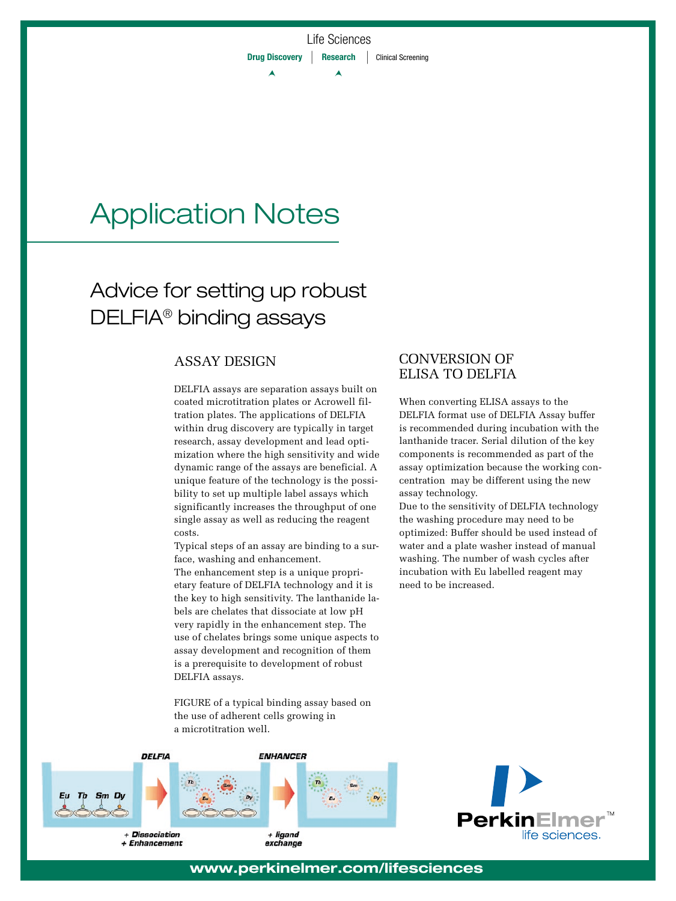Life Sciences

**Drug Discovery** | **Research** | Clinical Screening

# Application Notes

## Advice for setting up robust DELFIA® binding assays

### ASSAY DESIGN

DELFIA assays are separation assays built on coated microtitration plates or Acrowell filtration plates. The applications of DELFIA within drug discovery are typically in target research, assay development and lead optimization where the high sensitivity and wide dynamic range of the assays are beneficial. A unique feature of the technology is the possibility to set up multiple label assays which significantly increases the throughput of one single assay as well as reducing the reagent costs.

Typical steps of an assay are binding to a surface, washing and enhancement.

The enhancement step is a unique proprietary feature of DELFIA technology and it is the key to high sensitivity. The lanthanide labels are chelates that dissociate at low pH very rapidly in the enhancement step. The use of chelates brings some unique aspects to assay development and recognition of them is a prerequisite to development of robust DELFIA assays.

FIGURE of a typical binding assay based on the use of adherent cells growing in a microtitration well.

DELFIA — Eu Tb Sm Dy — *+ Dissociation + Enhancement* — ENHANCER — *+ ligand exchange*

### CONVERSION OF ELISA TO DELFIA

When converting ELISA assays to the DELFIA format use of DELFIA Assay buffer is recommended during incubation with the lanthanide tracer. Serial dilution of the key components is recommended as part of the assay optimization because the working concentration may be different using the new assay technology.

Due to the sensitivity of DELFIA technology the washing procedure may need to be optimized: Buffer should be used instead of water and a plate washer instead of manual washing. The number of wash cycles after incubation with Eu labelled reagent may need to be increased.

PerkinElmer™ life sciences.

www.perkinelmer.com/lifesciences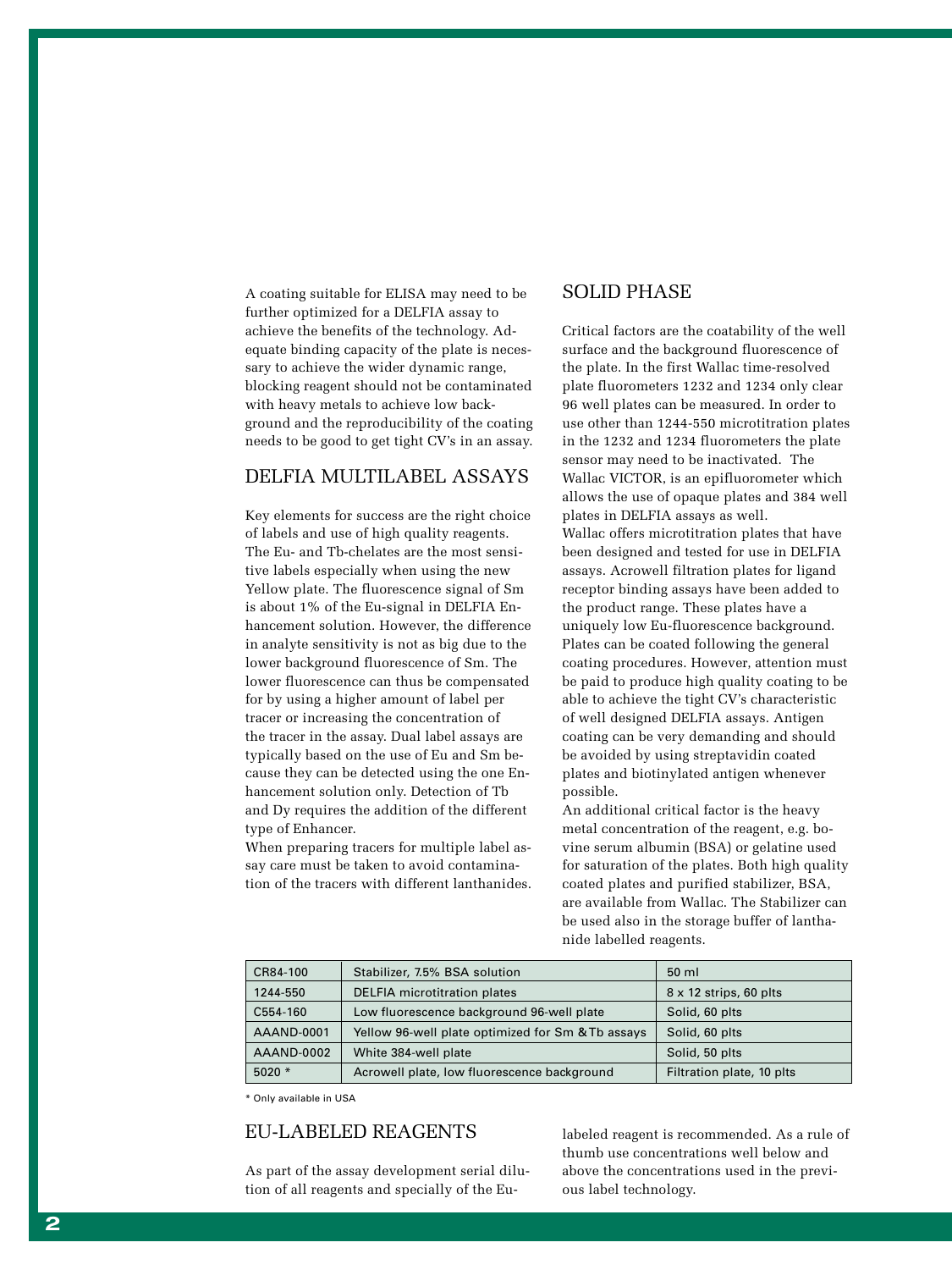A coating suitable for ELISA may need to be further optimized for a DELFIA assay to achieve the benefits of the technology. Adequate binding capacity of the plate is necessary to achieve the wider dynamic range, blocking reagent should not be contaminated with heavy metals to achieve low background and the reproducibility of the coating needs to be good to get tight CV's in an assay.

## DELFIA MULTILABEL ASSAYS

Key elements for success are the right choice of labels and use of high quality reagents. The Eu- and Tb-chelates are the most sensitive labels especially when using the new Yellow plate. The fluorescence signal of Sm is about 1% of the Eu-signal in DELFIA Enhancement solution. However, the difference in analyte sensitivity is not as big due to the lower background fluorescence of Sm. The lower fluorescence can thus be compensated for by using a higher amount of label per tracer or increasing the concentration of the tracer in the assay. Dual label assays are typically based on the use of Eu and Sm because they can be detected using the one Enhancement solution only. Detection of Tb and Dy requires the addition of the different type of Enhancer.

When preparing tracers for multiple label assay care must be taken to avoid contamination of the tracers with different lanthanides.

## SOLID PHASE

Critical factors are the coatability of the well surface and the background fluorescence of the plate. In the first Wallac time-resolved plate fluorometers 1232 and 1234 only clear 96 well plates can be measured. In order to use other than 1244-550 microtitration plates in the 1232 and 1234 fluorometers the plate sensor may need to be inactivated. The Wallac VICTOR, is an epifluorometer which allows the use of opaque plates and 384 well plates in DELFIA assays as well.

Wallac offers microtitration plates that have been designed and tested for use in DELFIA assays. Acrowell filtration plates for ligand receptor binding assays have been added to the product range. These plates have a uniquely low Eu-fluorescence background. Plates can be coated following the general coating procedures. However, attention must be paid to produce high quality coating to be able to achieve the tight CV's characteristic of well designed DELFIA assays. Antigen coating can be very demanding and should be avoided by using streptavidin coated plates and biotinylated antigen whenever possible.

An additional critical factor is the heavy metal concentration of the reagent, e.g. bovine serum albumin (BSA) or gelatine used for saturation of the plates. Both high quality coated plates and purified stabilizer, BSA, are available from Wallac. The Stabilizer can be used also in the storage buffer of lanthanide labelled reagents.

| CR84-100 | Stabilizer, 7.5% BSA solution | 50 ml |
|---|---|---|
| 1244-550 | DELFIA microtitration plates | 8 x 12 strips, 60 plts |
| C554-160 | Low fluorescence background 96-well plate | Solid, 60 plts |
| AAAND-0001 | Yellow 96-well plate optimized for Sm & Tb assays | Solid, 60 plts |
| AAAND-0002 | White 384-well plate | Solid, 50 plts |
| 5020 * | Acrowell plate, low fluorescence background | Filtration plate, 10 plts |

\* Only available in USA

## EU-LABELED REAGENTS

As part of the assay development serial dilution of all reagents and specially of the Eu-labeled reagent is recommended. As a rule of thumb use concentrations well below and above the concentrations used in the previous label technology.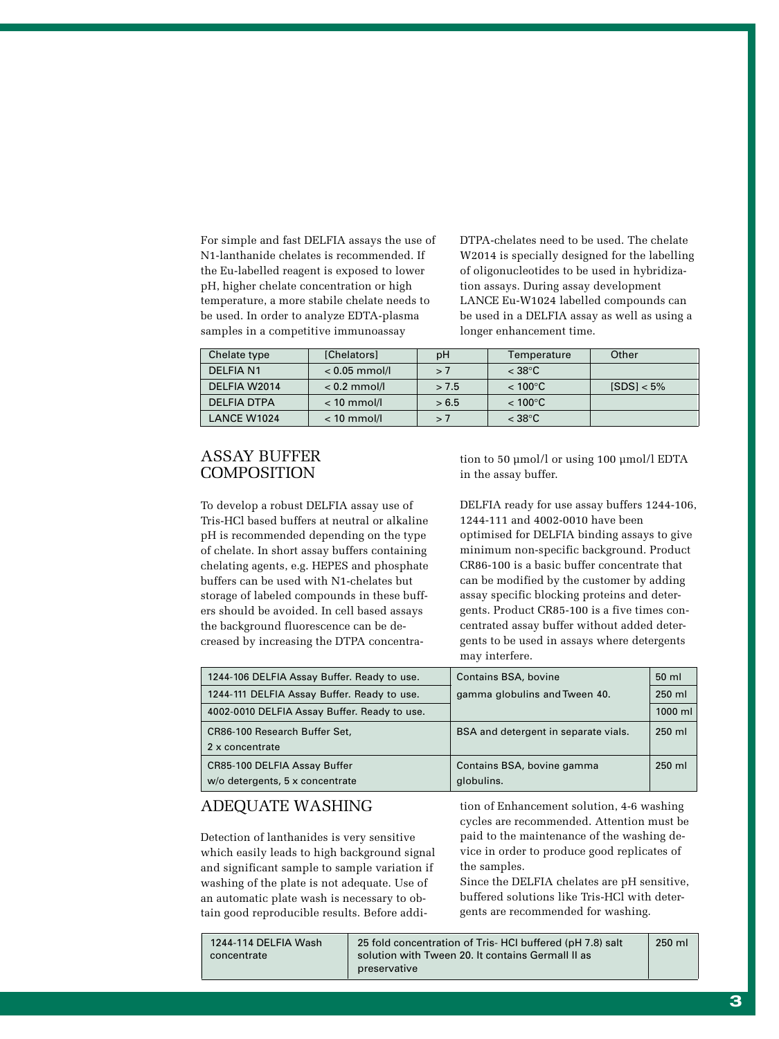For simple and fast DELFIA assays the use of N1-lanthanide chelates is recommended. If the Eu-labelled reagent is exposed to lower pH, higher chelate concentration or high temperature, a more stabile chelate needs to be used. In order to analyze EDTA-plasma samples in a competitive immunoassay DTPA-chelates need to be used. The chelate W2014 is specially designed for the labelling of oligonucleotides to be used in hybridization assays. During assay development LANCE Eu-W1024 labelled compounds can be used in a DELFIA assay as well as using a longer enhancement time.

| Chelate type | [Chelators] | pH | Temperature | Other |
|---|---|---|---|---|
| DELFIA N1 | < 0.05 mmol/l | > 7 | < 38°C | |
| DELFIA W2014 | < 0.2 mmol/l | > 7.5 | < 100°C | [SDS] < 5% |
| DELFIA DTPA | < 10 mmol/l | > 6.5 | < 100°C | |
| LANCE W1024 | < 10 mmol/l | > 7 | < 38°C | |

## ASSAY BUFFER COMPOSITION

To develop a robust DELFIA assay use of Tris-HCl based buffers at neutral or alkaline pH is recommended depending on the type of chelate. In short assay buffers containing chelating agents, e.g. HEPES and phosphate buffers can be used with N1-chelates but storage of labeled compounds in these buffers should be avoided. In cell based assays the background fluorescence can be decreased by increasing the DTPA concentration to 50 µmol/l or using 100 µmol/l EDTA in the assay buffer.

DELFIA ready for use assay buffers 1244-106, 1244-111 and 4002-0010 have been optimised for DELFIA binding assays to give minimum non-specific background. Product CR86-100 is a basic buffer concentrate that can be modified by the customer by adding assay specific blocking proteins and detergents. Product CR85-100 is a five times concentrated assay buffer without added detergents to be used in assays where detergents may interfere.

| Product | Description | Volume |
|---|---|---|
| 1244-106 DELFIA Assay Buffer. Ready to use. | Contains BSA, bovine gamma globulins and Tween 40. | 50 ml |
| 1244-111 DELFIA Assay Buffer. Ready to use. | | 250 ml |
| 4002-0010 DELFIA Assay Buffer. Ready to use. | | 1000 ml |
| CR86-100 Research Buffer Set, 2 x concentrate | BSA and detergent in separate vials. | 250 ml |
| CR85-100 DELFIA Assay Buffer w/o detergents, 5 x concentrate | Contains BSA, bovine gamma globulins. | 250 ml |

## ADEQUATE WASHING

Detection of lanthanides is very sensitive which easily leads to high background signal and significant sample to sample variation if washing of the plate is not adequate. Use of an automatic plate wash is necessary to obtain good reproducible results. Before addition of Enhancement solution, 4-6 washing cycles are recommended. Attention must be paid to the maintenance of the washing device in order to produce good replicates of the samples.

Since the DELFIA chelates are pH sensitive, buffered solutions like Tris-HCl with detergents are recommended for washing.

| Product | Description | Volume |
|---|---|---|
| 1244-114 DELFIA Wash concentrate | 25 fold concentration of Tris- HCl buffered (pH 7.8) salt solution with Tween 20. It contains Germall II as preservative | 250 ml |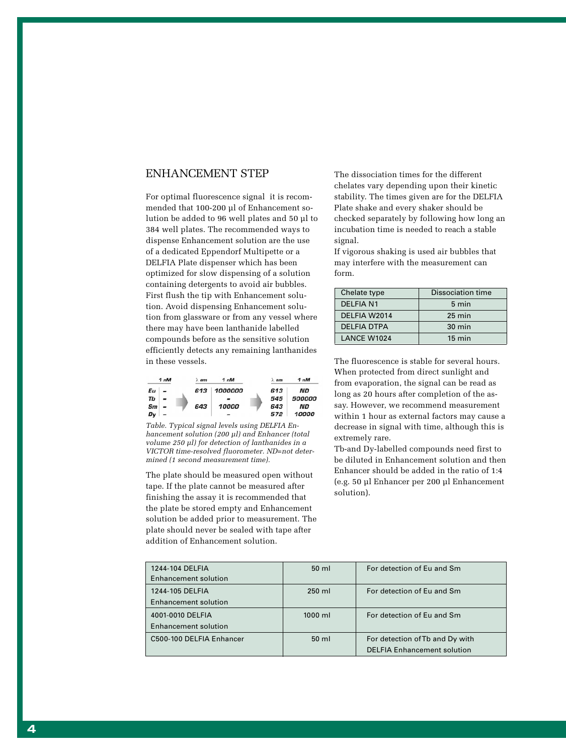## ENHANCEMENT STEP

For optimal fluorescence signal it is recommended that 100-200 µl of Enhancement solution be added to 96 well plates and 50 µl to 384 well plates. The recommended ways to dispense Enhancement solution are the use of a dedicated Eppendorf Multipette or a DELFIA Plate dispenser which has been optimized for slow dispensing of a solution containing detergents to avoid air bubbles. First flush the tip with Enhancement solution. Avoid dispensing Enhancement solution from glassware or from any vessel where there may have been lanthanide labelled compounds before as the sensitive solution efficiently detects any remaining lanthanides in these vessels.

| | 1 nM | | λ em | 1 nM | | λ em | 1 nM |
|---|---|---|---|---|---|---|---|
| Eu | – | → | 613 | 1000000 | → | 613 | ND |
| Tb | – | | | – | | 545 | 500000 |
| Sm | – | | 643 | 10000 | | 643 | ND |
| Dy | – | | | – | | 572 | 10000 |

*Table. Typical signal levels using DELFIA Enhancement solution (200 µl) and Enhancer (total volume 250 µl) for detection of lanthanides in a VICTOR time-resolved fluorometer. ND=not determined (1 second measurement time).*

The plate should be measured open without tape. If the plate cannot be measured after finishing the assay it is recommended that the plate be stored empty and Enhancement solution be added prior to measurement. The plate should never be sealed with tape after addition of Enhancement solution.

The dissociation times for the different chelates vary depending upon their kinetic stability. The times given are for the DELFIA Plate shake and every shaker should be checked separately by following how long an incubation time is needed to reach a stable signal.

If vigorous shaking is used air bubbles that may interfere with the measurement can form.

| Chelate type | Dissociation time |
|---|---|
| DELFIA N1 | 5 min |
| DELFIA W2014 | 25 min |
| DELFIA DTPA | 30 min |
| LANCE W1024 | 15 min |

The fluorescence is stable for several hours. When protected from direct sunlight and from evaporation, the signal can be read as long as 20 hours after completion of the assay. However, we recommend measurement within 1 hour as external factors may cause a decrease in signal with time, although this is extremely rare.

Tb-and Dy-labelled compounds need first to be diluted in Enhancement solution and then Enhancer should be added in the ratio of 1:4 (e.g. 50 µl Enhancer per 200 µl Enhancement solution).

| | | |
|---|---|---|
| 1244-104 DELFIA Enhancement solution | 50 ml | For detection of Eu and Sm |
| 1244-105 DELFIA Enhancement solution | 250 ml | For detection of Eu and Sm |
| 4001-0010 DELFIA Enhancement solution | 1000 ml | For detection of Eu and Sm |
| C500-100 DELFIA Enhancer | 50 ml | For detection of Tb and Dy with DELFIA Enhancement solution |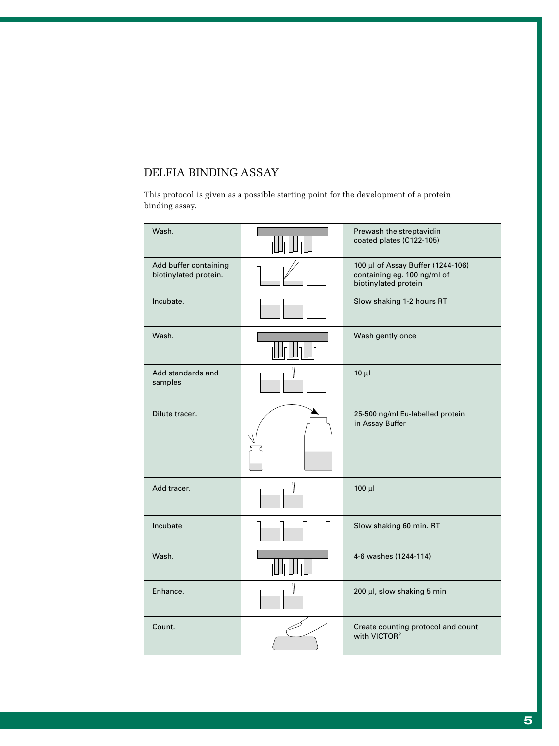## DELFIA BINDING ASSAY

This protocol is given as a possible starting point for the development of a protein binding assay.

| Step | | Details |
|---|---|---|
| Wash. | | Prewash the streptavidin coated plates (C122-105) |
| Add buffer containing biotinylated protein. | | 100 µl of Assay Buffer (1244-106) containing eg. 100 ng/ml of biotinylated protein |
| Incubate. | | Slow shaking 1-2 hours RT |
| Wash. | | Wash gently once |
| Add standards and samples | | 10 µl |
| Dilute tracer. | | 25-500 ng/ml Eu-labelled protein in Assay Buffer |
| Add tracer. | | 100 µl |
| Incubate | | Slow shaking 60 min. RT |
| Wash. | | 4-6 washes (1244-114) |
| Enhance. | | 200 µl, slow shaking 5 min |
| Count. | | Create counting protocol and count with VICTOR$^2$ |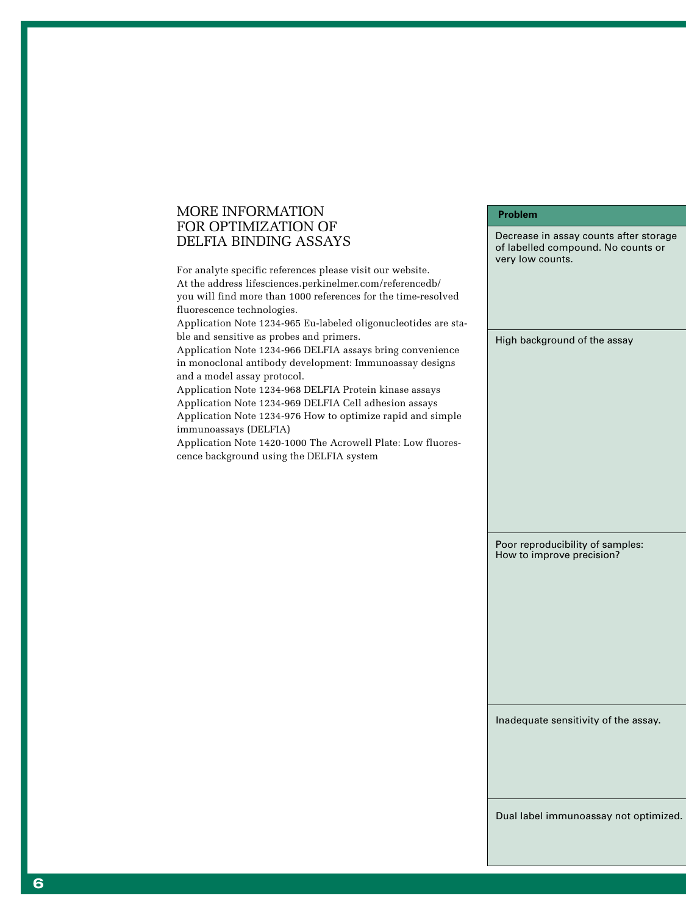## MORE INFORMATION FOR OPTIMIZATION OF DELFIA BINDING ASSAYS

For analyte specific references please visit our website. At the address lifesciences.perkinelmer.com/referencedb/ you will find more than 1000 references for the time-resolved fluorescence technologies.

Application Note 1234-965 Eu-labeled oligonucleotides are stable and sensitive as probes and primers.

Application Note 1234-966 DELFIA assays bring convenience in monoclonal antibody development: Immunoassay designs and a model assay protocol.

Application Note 1234-968 DELFIA Protein kinase assays

Application Note 1234-969 DELFIA Cell adhesion assays

Application Note 1234-976 How to optimize rapid and simple immunoassays (DELFIA)

Application Note 1420-1000 The Acrowell Plate: Low fluorescence background using the DELFIA system

| Problem |
| --- |
| Decrease in assay counts after storage of labelled compound. No counts or very low counts. |
| High background of the assay |
| Poor reproducibility of samples: How to improve precision? |
| Inadequate sensitivity of the assay. |
| Dual label immunoassay not optimized. |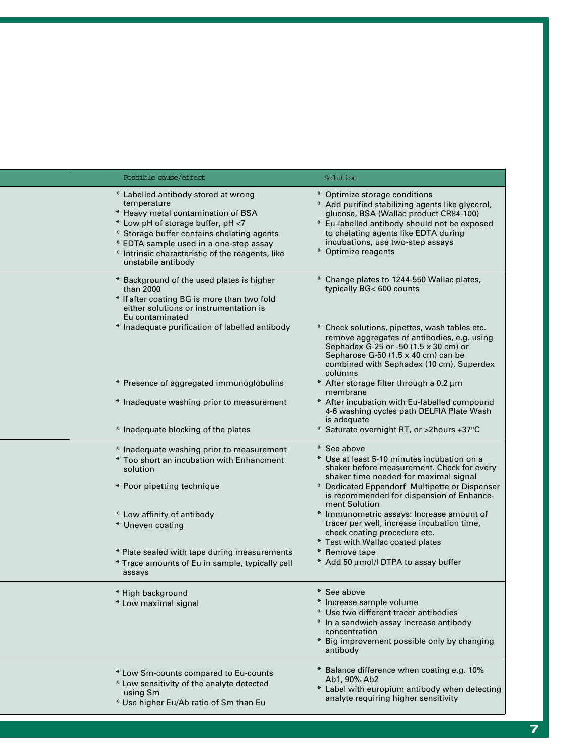| Possible cause/effect | Solution |
|---|---|
| * Labelled antibody stored at wrong temperature<br>* Heavy metal contamination of BSA<br>* Low pH of storage buffer, pH <7<br>* Storage buffer contains chelating agents<br>* EDTA sample used in a one-step assay<br>* Intrinsic characteristic of the reagents, like unstabile antibody | * Optimize storage conditions<br>* Add purified stabilizing agents like glycerol, glucose, BSA (Wallac product CR84-100)<br>* Eu-labelled antibody should not be exposed to chelating agents like EDTA during incubations, use two-step assays<br>* Optimize reagents |
| * Background of the used plates is higher than 2000<br>* If after coating BG is more than two fold either solutions or instrumentation is Eu contaminated | * Change plates to 1244-550 Wallac plates, typically BG< 600 counts |
| * Inadequate purification of labelled antibody | * Check solutions, pipettes, wash tables etc. remove aggregates of antibodies, e.g. using Sephadex G-25 or -50 (1.5 x 30 cm) or Sepharose G-50 (1.5 x 40 cm) can be combined with Sephadex (10 cm), Superdex columns |
| * Presence of aggregated immunoglobulins | * After storage filter through a 0.2 µm membrane |
| * Inadequate washing prior to measurement | * After incubation with Eu-labelled compound 4-6 washing cycles path DELFIA Plate Wash is adequate |
| * Inadequate blocking of the plates | * Saturate overnight RT, or >2hours +37°C |
| * Inadequate washing prior to measurement<br>* Too short an incubation with Enhancment solution | * See above<br>* Use at least 5-10 minutes incubation on a shaker before measurement. Check for every shaker time needed for maximal signal |
| * Poor pipetting technique | * Dedicated Eppendorf Multipette or Dispenser is recommended for dispension of Enhancement Solution |
| * Low affinity of antibody<br>* Uneven coating | * Immunometric assays: Increase amount of tracer per well, increase incubation time, check coating procedure etc.<br>* Test with Wallac coated plates |
| * Plate sealed with tape during measurements<br>* Trace amounts of Eu in sample, typically cell assays | * Remove tape<br>* Add 50 µmol/l DTPA to assay buffer |
| * High background<br>* Low maximal signal | * See above<br>* Increase sample volume<br>* Use two different tracer antibodies<br>* In a sandwich assay increase antibody concentration<br>* Big improvement possible only by changing antibody |
| * Low Sm-counts compared to Eu-counts<br>* Low sensitivity of the analyte detected using Sm<br>* Use higher Eu/Ab ratio of Sm than Eu | * Balance difference when coating e.g. 10% Ab1, 90% Ab2<br>* Label with europium antibody when detecting analyte requiring higher sensitivity |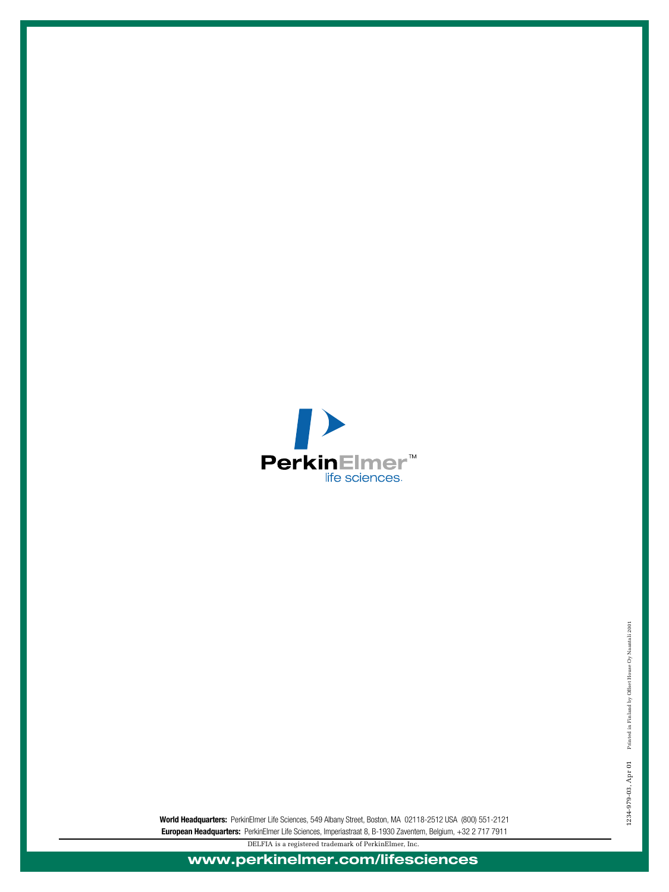PerkinElmer™

life sciences

**World Headquarters:** PerkinElmer Life Sciences, 549 Albany Street, Boston, MA 02118-2512 USA (800) 551-2121

**European Headquarters:** PerkinElmer Life Sciences, Imperiastraat 8, B-1930 Zaventem, Belgium, +32 2 717 7911

DELFIA is a registered trademark of PerkinElmer, Inc.

**www.perkinelmer.com/lifesciences**

1234-979-03, Apr 01 Printed in Finland by Offset House Oy Naantali 2001